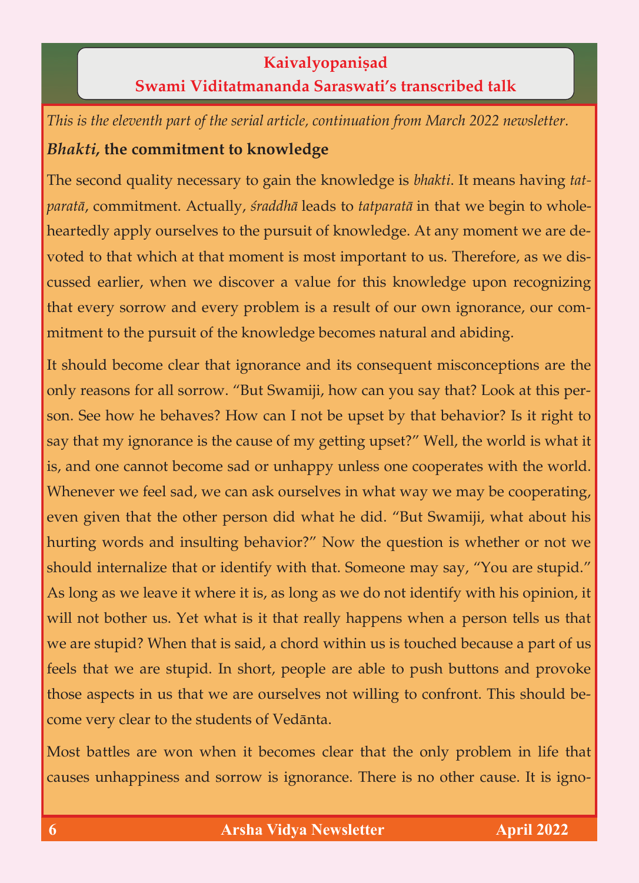# Kaivalyopaniṣad

## Swami Viditatmananda Saraswati's transcribed talk

*This is the eleventh part of the serial article, continuation from March 2022 newsletter.*

### *Bhakti*, the commitment to knowledge

The second quality necessary to gain the knowledge is *bhakti*. It means having *tatparatā*, commitment. Actually, *śraddhā* leads to *tatparatā* in that we begin to wholeheartedly apply ourselves to the pursuit of knowledge. At any moment we are devoted to that which at that moment is most important to us. Therefore, as we discussed earlier, when we discover a value for this knowledge upon recognizing that every sorrow and every problem is a result of our own ignorance, our commitment to the pursuit of the knowledge becomes natural and abiding.

It should become clear that ignorance and its consequent misconceptions are the only reasons for all sorrow. "But Swamiji, how can you say that? Look at this person. See how he behaves? How can I not be upset by that behavior? Is it right to say that my ignorance is the cause of my getting upset?" Well, the world is what it is, and one cannot become sad or unhappy unless one cooperates with the world. Whenever we feel sad, we can ask ourselves in what way we may be cooperating, even given that the other person did what he did. "But Swamiji, what about his hurting words and insulting behavior?" Now the question is whether or not we should internalize that or identify with that. Someone may say, "You are stupid." As long as we leave it where it is, as long as we do not identify with his opinion, it will not bother us. Yet what is it that really happens when a person tells us that we are stupid? When that is said, a chord within us is touched because a part of us feels that we are stupid. In short, people are able to push buttons and provoke those aspects in us that we are ourselves not willing to confront. This should become very clear to the students of Vedānta.

Most battles are won when it becomes clear that the only problem in life that causes unhappiness and sorrow is ignorance. There is no other cause. It is igno-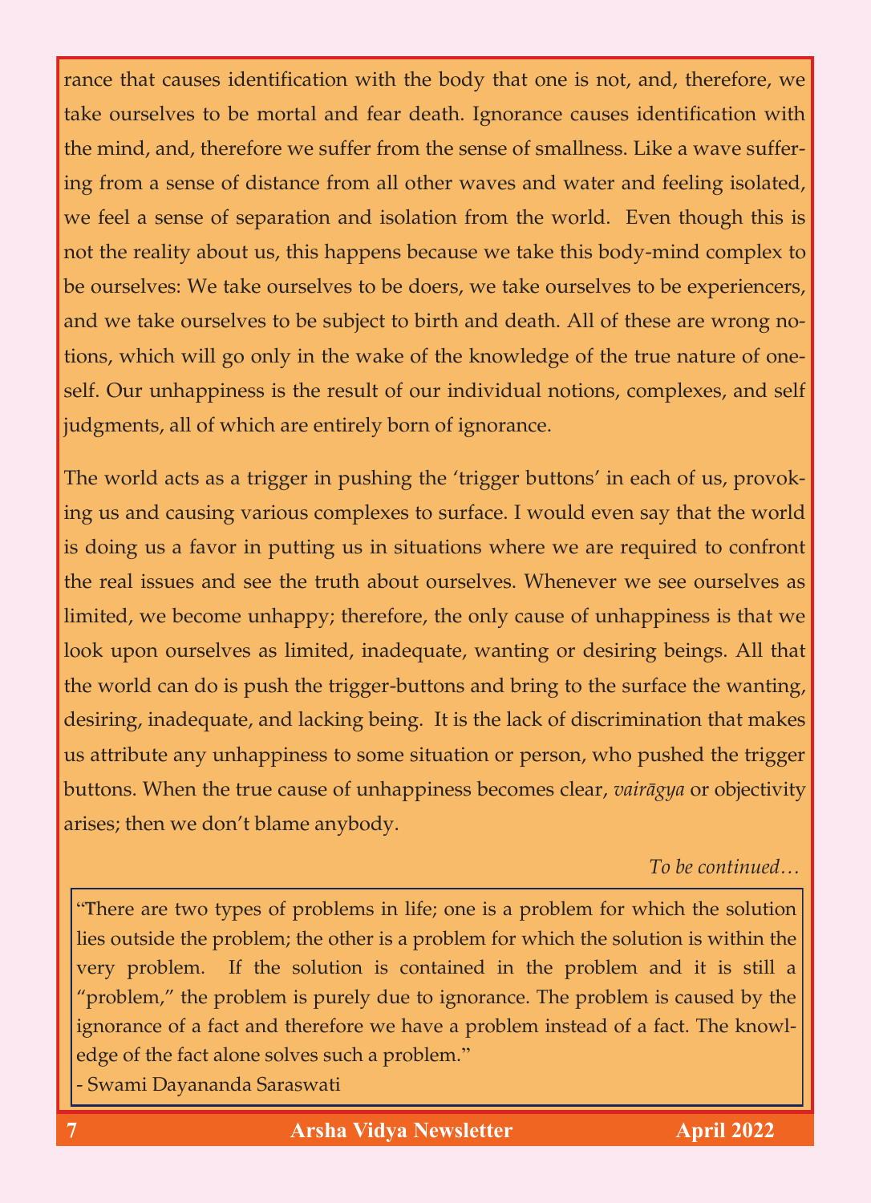rance that causes identification with the body that one is not, and, therefore, we take ourselves to be mortal and fear death. Ignorance causes identification with the mind, and, therefore we suffer from the sense of smallness. Like a wave suffering from a sense of distance from all other waves and water and feeling isolated, we feel a sense of separation and isolation from the world. Even though this is not the reality about us, this happens because we take this body-mind complex to be ourselves: We take ourselves to be doers, we take ourselves to be experiencers, and we take ourselves to be subject to birth and death. All of these are wrong notions, which will go only in the wake of the knowledge of the true nature of oneself. Our unhappiness is the result of our individual notions, complexes, and self judgments, all of which are entirely born of ignorance.

The world acts as a trigger in pushing the 'trigger buttons' in each of us, provoking us and causing various complexes to surface. I would even say that the world is doing us a favor in putting us in situations where we are required to confront the real issues and see the truth about ourselves. Whenever we see ourselves as limited, we become unhappy; therefore, the only cause of unhappiness is that we look upon ourselves as limited, inadequate, wanting or desiring beings. All that the world can do is push the trigger-buttons and bring to the surface the wanting, desiring, inadequate, and lacking being. It is the lack of discrimination that makes us attribute any unhappiness to some situation or person, who pushed the trigger buttons. When the true cause of unhappiness becomes clear, *vairāgya* or objectivity arises; then we don't blame anybody.

*To be continued…*

> "There are two types of problems in life; one is a problem for which the solution lies outside the problem; the other is a problem for which the solution is within the very problem. If the solution is contained in the problem and it is still a "problem," the problem is purely due to ignorance. The problem is caused by the ignorance of a fact and therefore we have a problem instead of a fact. The knowledge of the fact alone solves such a problem."
>
> - Swami Dayananda Saraswati